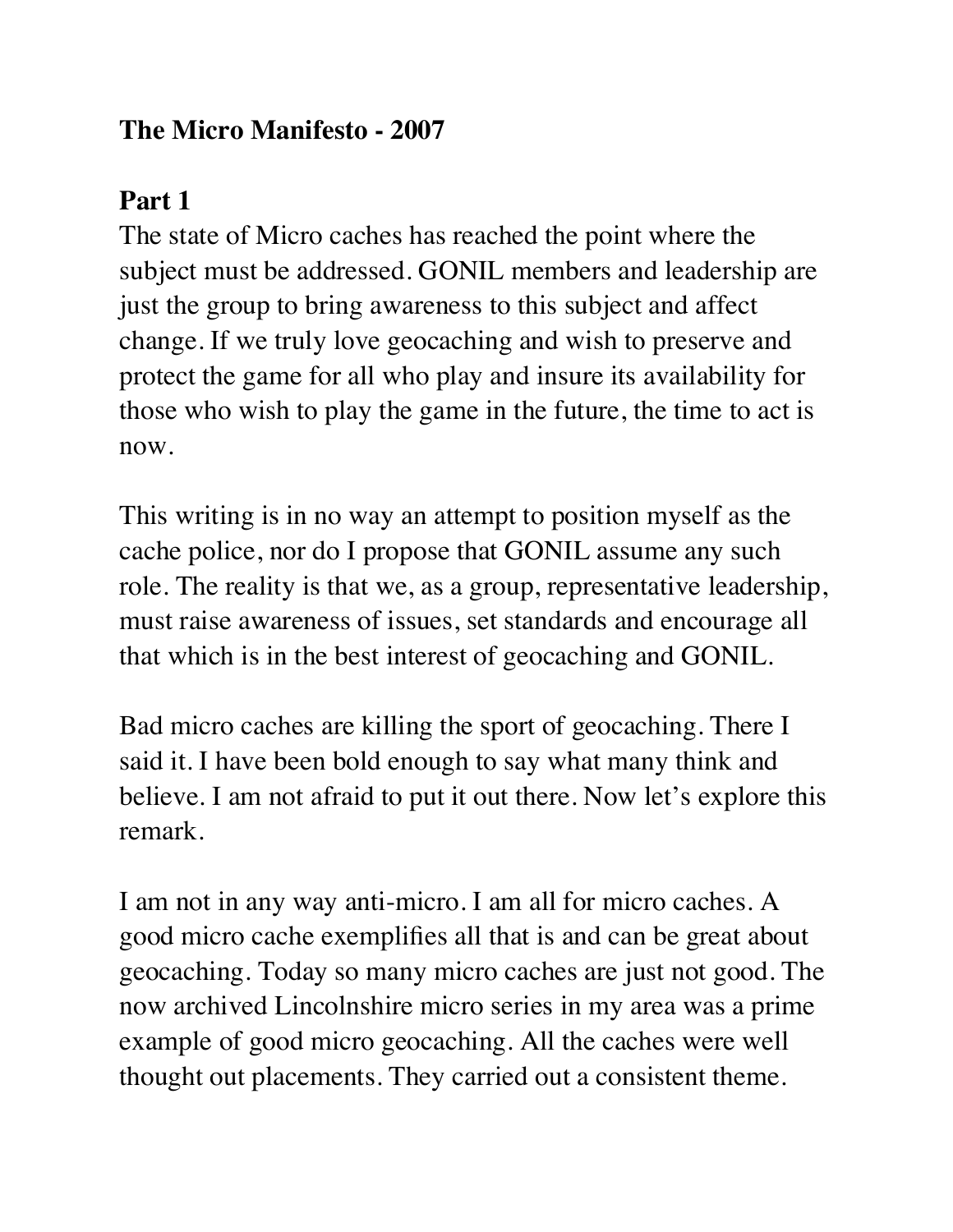# The Micro Manifesto - 2007

## Part 1

The state of Micro caches has reached the point where the subject must be addressed. GONIL members and leadership are just the group to bring awareness to this subject and affect change. If we truly love geocaching and wish to preserve and protect the game for all who play and insure its availability for those who wish to play the game in the future, the time to act is now.

This writing is in no way an attempt to position myself as the cache police, nor do I propose that GONIL assume any such role. The reality is that we, as a group, representative leadership, must raise awareness of issues, set standards and encourage all that which is in the best interest of geocaching and GONIL.

Bad micro caches are killing the sport of geocaching. There I said it. I have been bold enough to say what many think and believe. I am not afraid to put it out there. Now let's explore this remark.

I am not in any way anti-micro. I am all for micro caches. A good micro cache exemplifies all that is and can be great about geocaching. Today so many micro caches are just not good. The now archived Lincolnshire micro series in my area was a prime example of good micro geocaching. All the caches were well thought out placements. They carried out a consistent theme.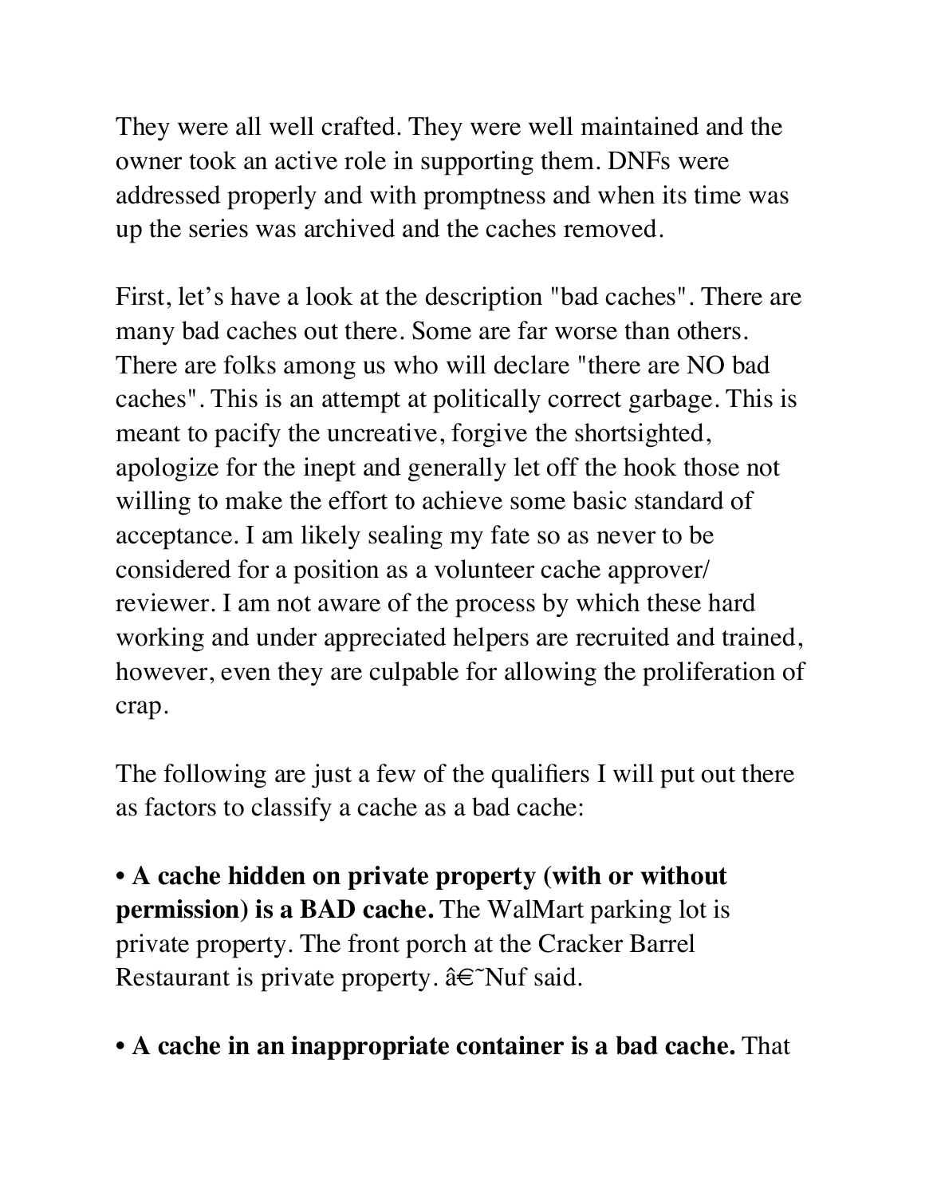They were all well crafted. They were well maintained and the owner took an active role in supporting them. DNFs were addressed properly and with promptness and when its time was up the series was archived and the caches removed.

First, let's have a look at the description "bad caches". There are many bad caches out there. Some are far worse than others. There are folks among us who will declare "there are NO bad caches". This is an attempt at politically correct garbage. This is meant to pacify the uncreative, forgive the shortsighted, apologize for the inept and generally let off the hook those not willing to make the effort to achieve some basic standard of acceptance. I am likely sealing my fate so as never to be considered for a position as a volunteer cache approver/reviewer. I am not aware of the process by which these hard working and under appreciated helpers are recruited and trained, however, even they are culpable for allowing the proliferation of crap.

The following are just a few of the qualifiers I will put out there as factors to classify a cache as a bad cache:

- **A cache hidden on private property (with or without permission) is a BAD cache.** The WalMart parking lot is private property. The front porch at the Cracker Barrel Restaurant is private property. â€˜Nuf said.

- **A cache in an inappropriate container is a bad cache.** That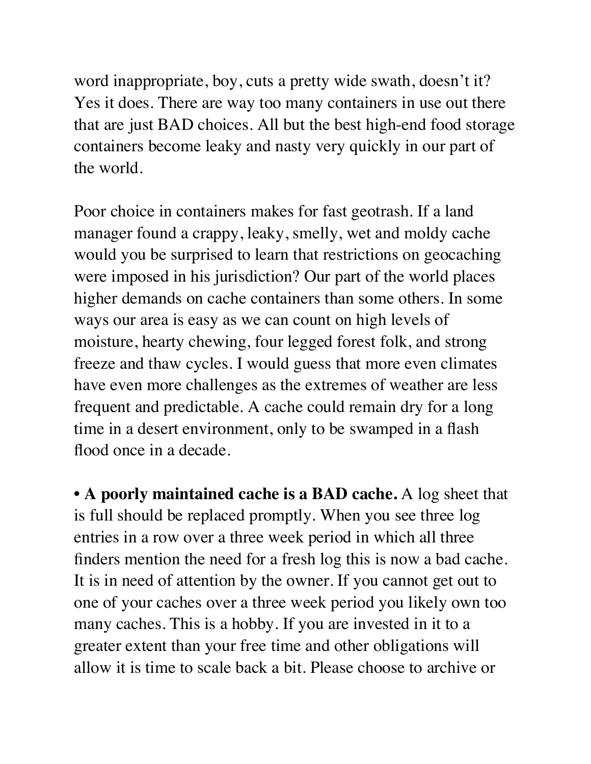word inappropriate, boy, cuts a pretty wide swath, doesn't it? Yes it does. There are way too many containers in use out there that are just BAD choices. All but the best high-end food storage containers become leaky and nasty very quickly in our part of the world.

Poor choice in containers makes for fast geotrash. If a land manager found a crappy, leaky, smelly, wet and moldy cache would you be surprised to learn that restrictions on geocaching were imposed in his jurisdiction? Our part of the world places higher demands on cache containers than some others. In some ways our area is easy as we can count on high levels of moisture, hearty chewing, four legged forest folk, and strong freeze and thaw cycles. I would guess that more even climates have even more challenges as the extremes of weather are less frequent and predictable. A cache could remain dry for a long time in a desert environment, only to be swamped in a flash flood once in a decade.

• **A poorly maintained cache is a BAD cache.** A log sheet that is full should be replaced promptly. When you see three log entries in a row over a three week period in which all three finders mention the need for a fresh log this is now a bad cache. It is in need of attention by the owner. If you cannot get out to one of your caches over a three week period you likely own too many caches. This is a hobby. If you are invested in it to a greater extent than your free time and other obligations will allow it is time to scale back a bit. Please choose to archive or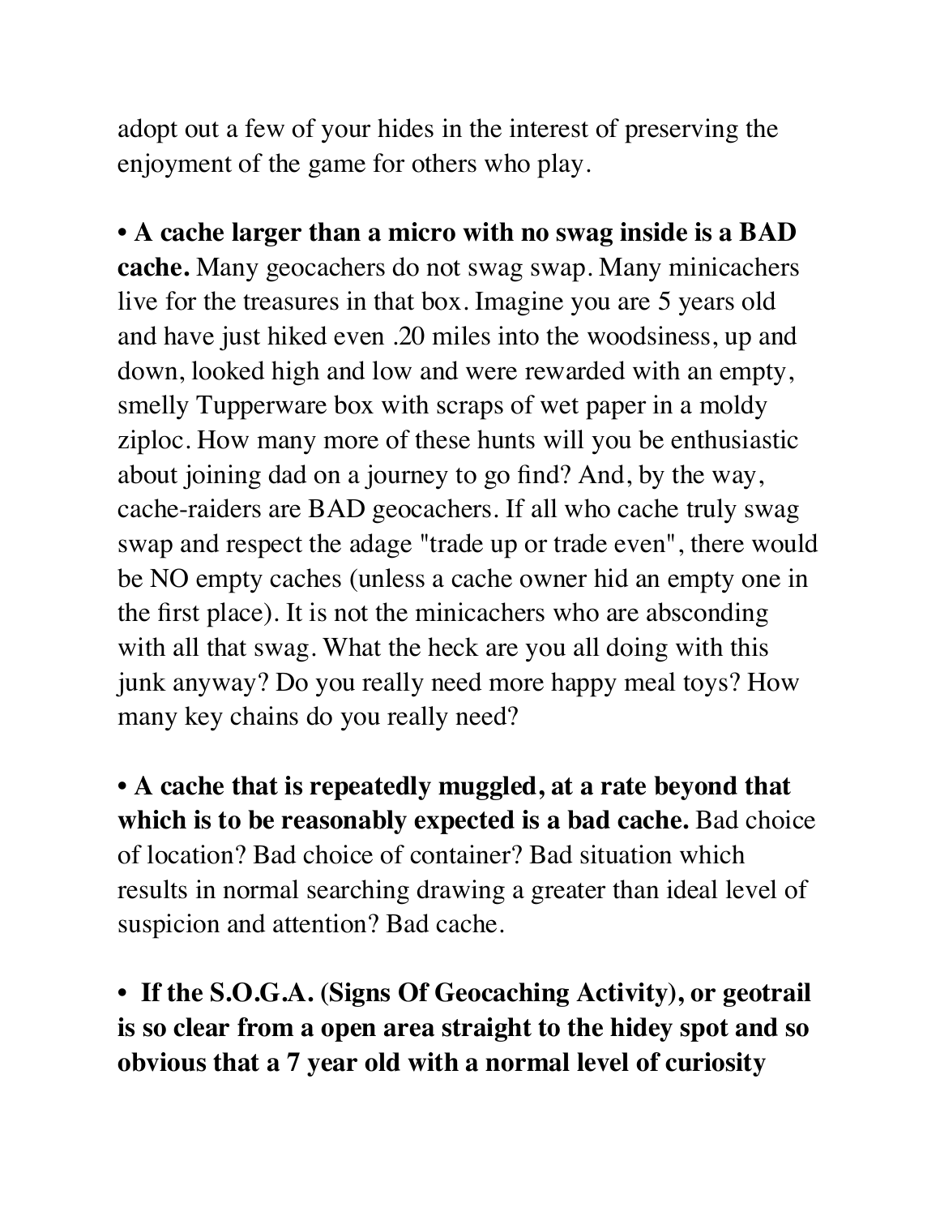adopt out a few of your hides in the interest of preserving the enjoyment of the game for others who play.

• **A cache larger than a micro with no swag inside is a BAD cache.** Many geocachers do not swag swap. Many minicachers live for the treasures in that box. Imagine you are 5 years old and have just hiked even .20 miles into the woodsiness, up and down, looked high and low and were rewarded with an empty, smelly Tupperware box with scraps of wet paper in a moldy ziploc. How many more of these hunts will you be enthusiastic about joining dad on a journey to go find? And, by the way, cache-raiders are BAD geocachers. If all who cache truly swag swap and respect the adage "trade up or trade even", there would be NO empty caches (unless a cache owner hid an empty one in the first place). It is not the minicachers who are absconding with all that swag. What the heck are you all doing with this junk anyway? Do you really need more happy meal toys? How many key chains do you really need?

• **A cache that is repeatedly muggled, at a rate beyond that which is to be reasonably expected is a bad cache.** Bad choice of location? Bad choice of container? Bad situation which results in normal searching drawing a greater than ideal level of suspicion and attention? Bad cache.

• **If the S.O.G.A. (Signs Of Geocaching Activity), or geotrail is so clear from a open area straight to the hidey spot and so obvious that a 7 year old with a normal level of curiosity**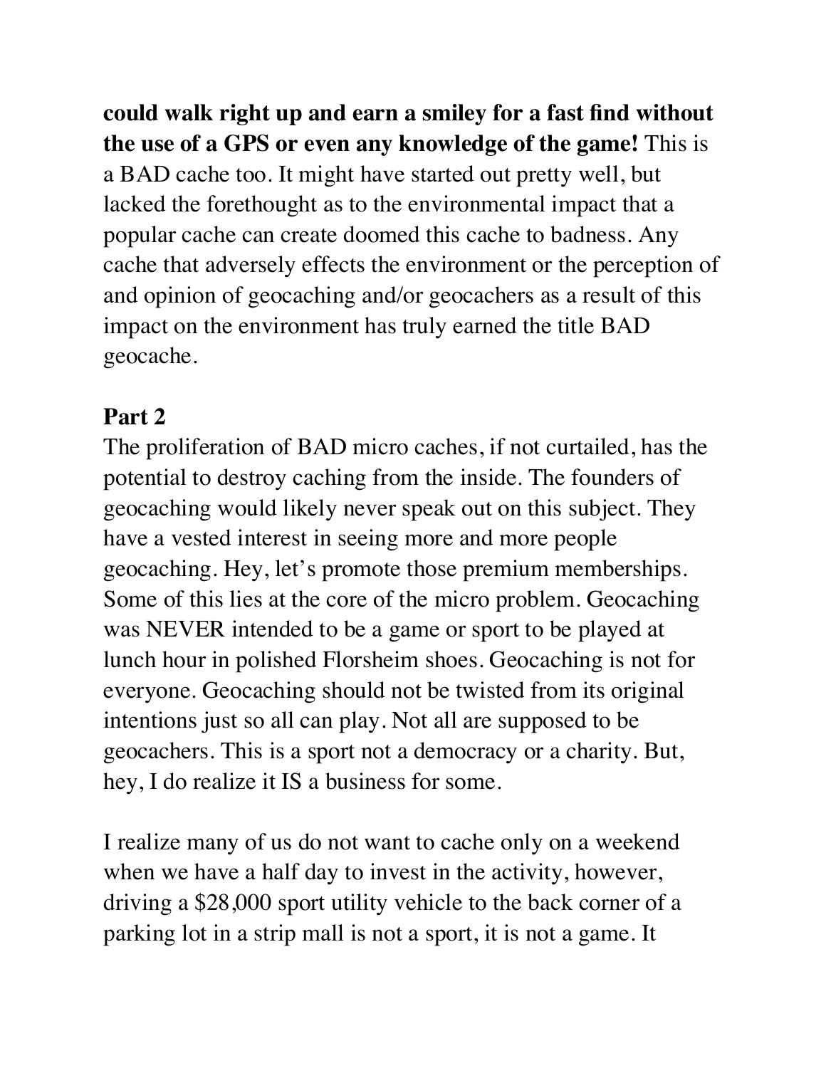**could walk right up and earn a smiley for a fast find without the use of a GPS or even any knowledge of the game!** This is a BAD cache too. It might have started out pretty well, but lacked the forethought as to the environmental impact that a popular cache can create doomed this cache to badness. Any cache that adversely effects the environment or the perception of and opinion of geocaching and/or geocachers as a result of this impact on the environment has truly earned the title BAD geocache.

## Part 2

The proliferation of BAD micro caches, if not curtailed, has the potential to destroy caching from the inside. The founders of geocaching would likely never speak out on this subject. They have a vested interest in seeing more and more people geocaching. Hey, let's promote those premium memberships. Some of this lies at the core of the micro problem. Geocaching was NEVER intended to be a game or sport to be played at lunch hour in polished Florsheim shoes. Geocaching is not for everyone. Geocaching should not be twisted from its original intentions just so all can play. Not all are supposed to be geocachers. This is a sport not a democracy or a charity. But, hey, I do realize it IS a business for some.

I realize many of us do not want to cache only on a weekend when we have a half day to invest in the activity, however, driving a $28,000 sport utility vehicle to the back corner of a parking lot in a strip mall is not a sport, it is not a game. It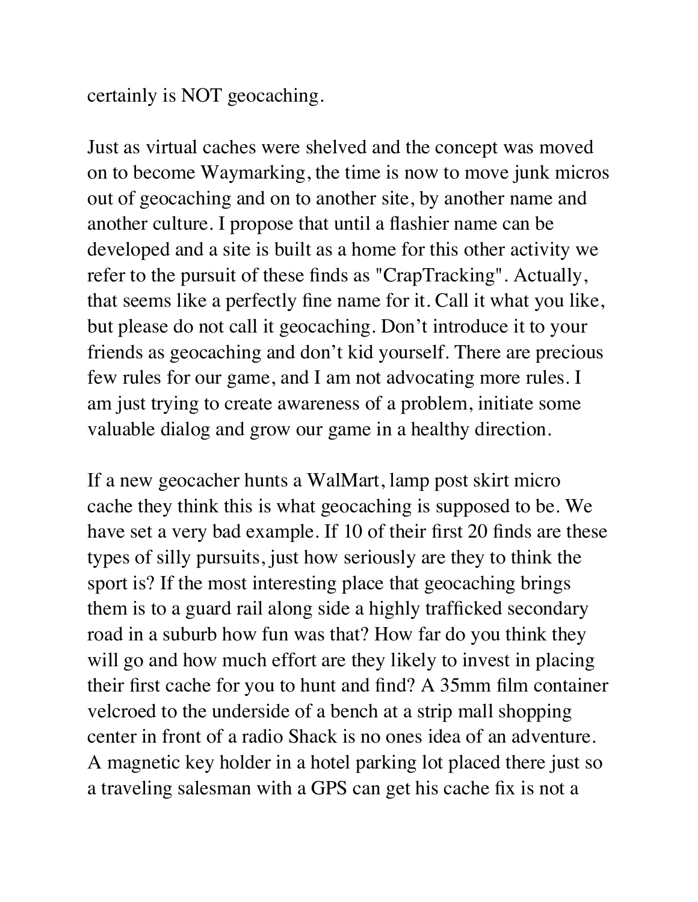certainly is NOT geocaching.

Just as virtual caches were shelved and the concept was moved on to become Waymarking, the time is now to move junk micros out of geocaching and on to another site, by another name and another culture. I propose that until a flashier name can be developed and a site is built as a home for this other activity we refer to the pursuit of these finds as "CrapTracking". Actually, that seems like a perfectly fine name for it. Call it what you like, but please do not call it geocaching. Don't introduce it to your friends as geocaching and don't kid yourself. There are precious few rules for our game, and I am not advocating more rules. I am just trying to create awareness of a problem, initiate some valuable dialog and grow our game in a healthy direction.

If a new geocacher hunts a WalMart, lamp post skirt micro cache they think this is what geocaching is supposed to be. We have set a very bad example. If 10 of their first 20 finds are these types of silly pursuits, just how seriously are they to think the sport is? If the most interesting place that geocaching brings them is to a guard rail along side a highly trafficked secondary road in a suburb how fun was that? How far do you think they will go and how much effort are they likely to invest in placing their first cache for you to hunt and find? A 35mm film container velcroed to the underside of a bench at a strip mall shopping center in front of a radio Shack is no ones idea of an adventure. A magnetic key holder in a hotel parking lot placed there just so a traveling salesman with a GPS can get his cache fix is not a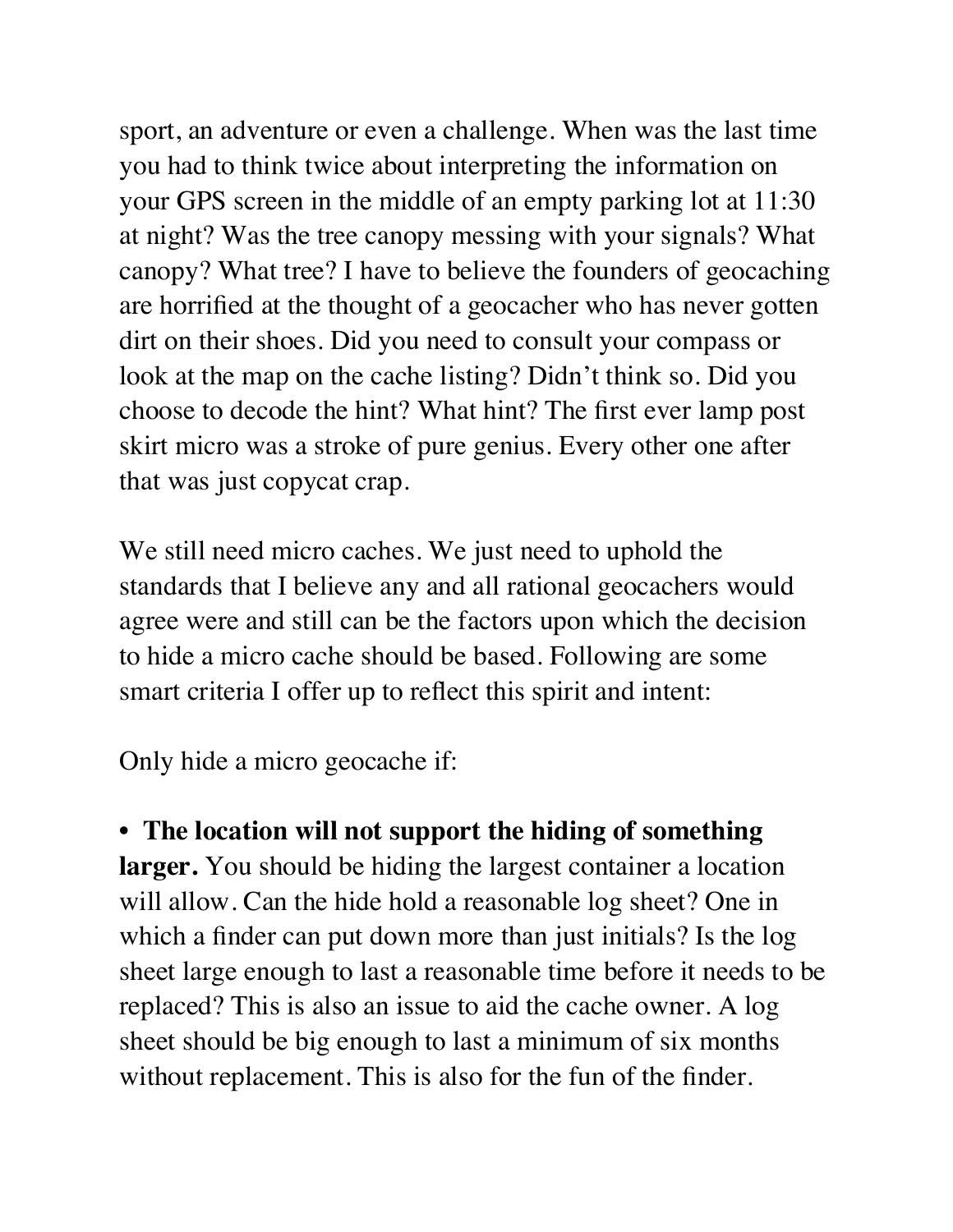sport, an adventure or even a challenge. When was the last time you had to think twice about interpreting the information on your GPS screen in the middle of an empty parking lot at 11:30 at night? Was the tree canopy messing with your signals? What canopy? What tree? I have to believe the founders of geocaching are horrified at the thought of a geocacher who has never gotten dirt on their shoes. Did you need to consult your compass or look at the map on the cache listing? Didn't think so. Did you choose to decode the hint? What hint? The first ever lamp post skirt micro was a stroke of pure genius. Every other one after that was just copycat crap.

We still need micro caches. We just need to uphold the standards that I believe any and all rational geocachers would agree were and still can be the factors upon which the decision to hide a micro cache should be based. Following are some smart criteria I offer up to reflect this spirit and intent:

Only hide a micro geocache if:

- **The location will not support the hiding of something larger.** You should be hiding the largest container a location will allow. Can the hide hold a reasonable log sheet? One in which a finder can put down more than just initials? Is the log sheet large enough to last a reasonable time before it needs to be replaced? This is also an issue to aid the cache owner. A log sheet should be big enough to last a minimum of six months without replacement. This is also for the fun of the finder.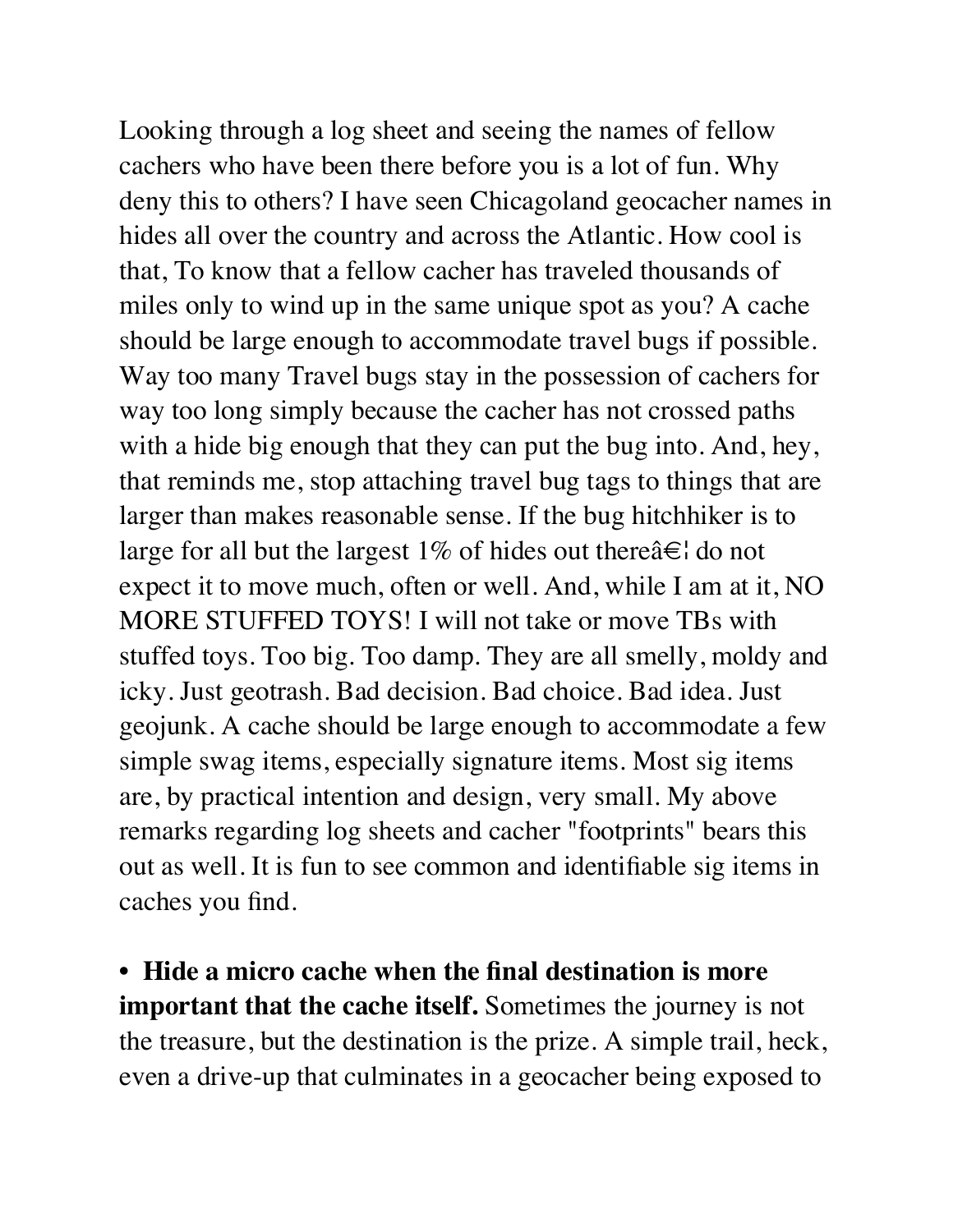Looking through a log sheet and seeing the names of fellow cachers who have been there before you is a lot of fun. Why deny this to others? I have seen Chicagoland geocacher names in hides all over the country and across the Atlantic. How cool is that, To know that a fellow cacher has traveled thousands of miles only to wind up in the same unique spot as you? A cache should be large enough to accommodate travel bugs if possible. Way too many Travel bugs stay in the possession of cachers for way too long simply because the cacher has not crossed paths with a hide big enough that they can put the bug into. And, hey, that reminds me, stop attaching travel bug tags to things that are larger than makes reasonable sense. If the bug hitchhiker is to large for all but the largest 1% of hides out thereâ€¦ do not expect it to move much, often or well. And, while I am at it, NO MORE STUFFED TOYS! I will not take or move TBs with stuffed toys. Too big. Too damp. They are all smelly, moldy and icky. Just geotrash. Bad decision. Bad choice. Bad idea. Just geojunk. A cache should be large enough to accommodate a few simple swag items, especially signature items. Most sig items are, by practical intention and design, very small. My above remarks regarding log sheets and cacher "footprints" bears this out as well. It is fun to see common and identifiable sig items in caches you find.

- **Hide a micro cache when the final destination is more important that the cache itself.** Sometimes the journey is not the treasure, but the destination is the prize. A simple trail, heck, even a drive-up that culminates in a geocacher being exposed to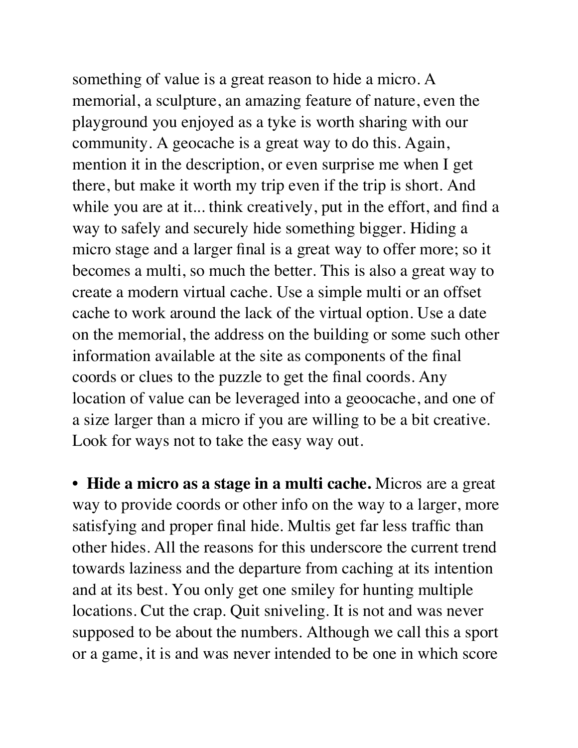something of value is a great reason to hide a micro. A memorial, a sculpture, an amazing feature of nature, even the playground you enjoyed as a tyke is worth sharing with our community. A geocache is a great way to do this. Again, mention it in the description, or even surprise me when I get there, but make it worth my trip even if the trip is short. And while you are at it... think creatively, put in the effort, and find a way to safely and securely hide something bigger. Hiding a micro stage and a larger final is a great way to offer more; so it becomes a multi, so much the better. This is also a great way to create a modern virtual cache. Use a simple multi or an offset cache to work around the lack of the virtual option. Use a date on the memorial, the address on the building or some such other information available at the site as components of the final coords or clues to the puzzle to get the final coords. Any location of value can be leveraged into a geoocache, and one of a size larger than a micro if you are willing to be a bit creative. Look for ways not to take the easy way out.

- **Hide a micro as a stage in a multi cache.** Micros are a great way to provide coords or other info on the way to a larger, more satisfying and proper final hide. Multis get far less traffic than other hides. All the reasons for this underscore the current trend towards laziness and the departure from caching at its intention and at its best. You only get one smiley for hunting multiple locations. Cut the crap. Quit sniveling. It is not and was never supposed to be about the numbers. Although we call this a sport or a game, it is and was never intended to be one in which score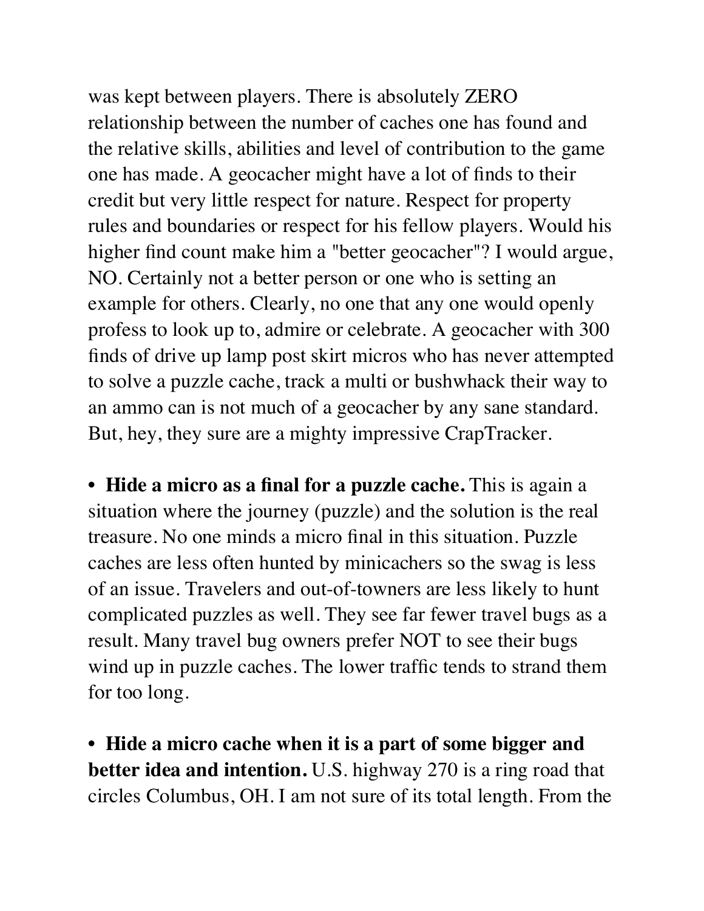was kept between players. There is absolutely ZERO relationship between the number of caches one has found and the relative skills, abilities and level of contribution to the game one has made. A geocacher might have a lot of finds to their credit but very little respect for nature. Respect for property rules and boundaries or respect for his fellow players. Would his higher find count make him a "better geocacher"? I would argue, NO. Certainly not a better person or one who is setting an example for others. Clearly, no one that any one would openly profess to look up to, admire or celebrate. A geocacher with 300 finds of drive up lamp post skirt micros who has never attempted to solve a puzzle cache, track a multi or bushwhack their way to an ammo can is not much of a geocacher by any sane standard. But, hey, they sure are a mighty impressive CrapTracker.

- **Hide a micro as a final for a puzzle cache.** This is again a situation where the journey (puzzle) and the solution is the real treasure. No one minds a micro final in this situation. Puzzle caches are less often hunted by minicachers so the swag is less of an issue. Travelers and out-of-towners are less likely to hunt complicated puzzles as well. They see far fewer travel bugs as a result. Many travel bug owners prefer NOT to see their bugs wind up in puzzle caches. The lower traffic tends to strand them for too long.

- **Hide a micro cache when it is a part of some bigger and better idea and intention.** U.S. highway 270 is a ring road that circles Columbus, OH. I am not sure of its total length. From the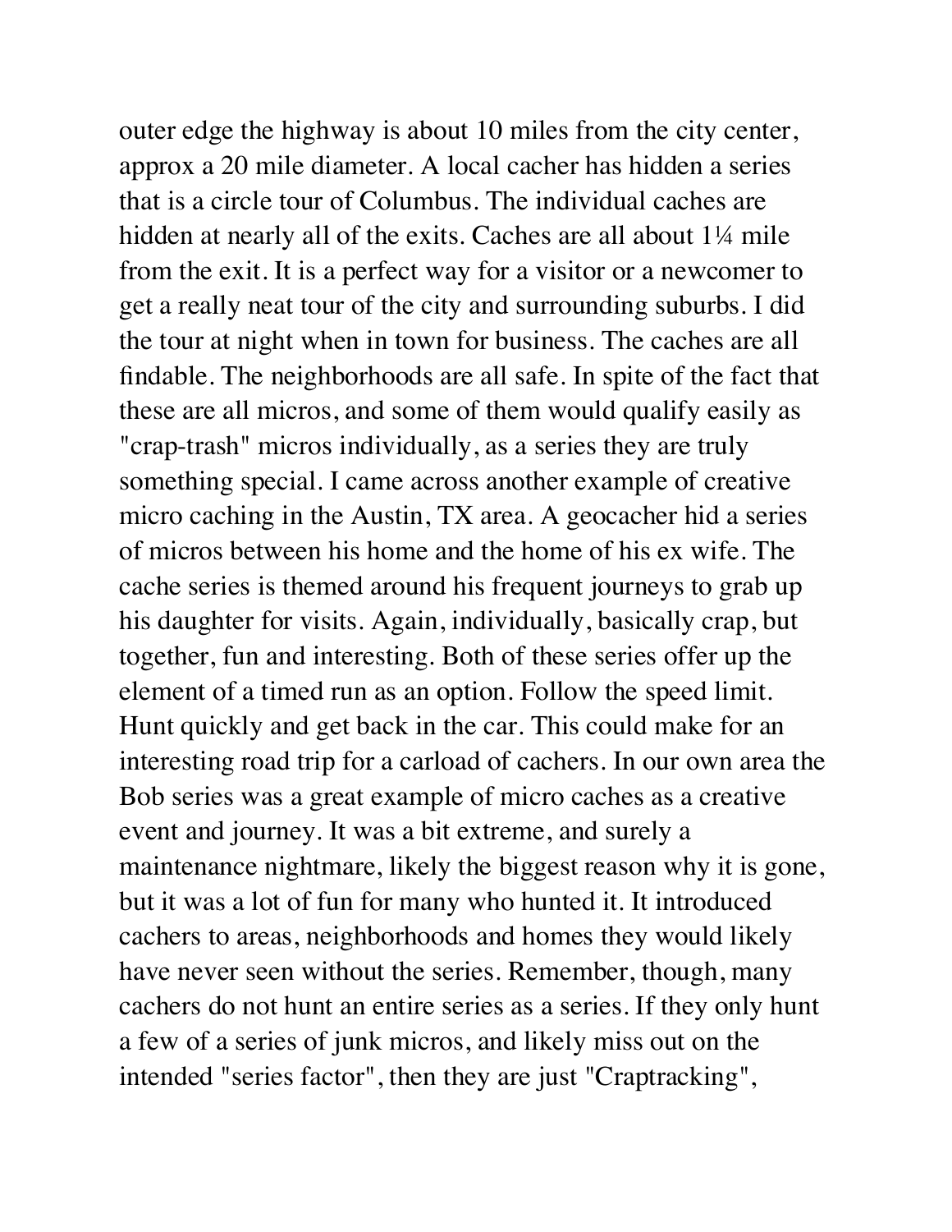outer edge the highway is about 10 miles from the city center, approx a 20 mile diameter. A local cacher has hidden a series that is a circle tour of Columbus. The individual caches are hidden at nearly all of the exits. Caches are all about 1¼ mile from the exit. It is a perfect way for a visitor or a newcomer to get a really neat tour of the city and surrounding suburbs. I did the tour at night when in town for business. The caches are all findable. The neighborhoods are all safe. In spite of the fact that these are all micros, and some of them would qualify easily as "crap-trash" micros individually, as a series they are truly something special. I came across another example of creative micro caching in the Austin, TX area. A geocacher hid a series of micros between his home and the home of his ex wife. The cache series is themed around his frequent journeys to grab up his daughter for visits. Again, individually, basically crap, but together, fun and interesting. Both of these series offer up the element of a timed run as an option. Follow the speed limit. Hunt quickly and get back in the car. This could make for an interesting road trip for a carload of cachers. In our own area the Bob series was a great example of micro caches as a creative event and journey. It was a bit extreme, and surely a maintenance nightmare, likely the biggest reason why it is gone, but it was a lot of fun for many who hunted it. It introduced cachers to areas, neighborhoods and homes they would likely have never seen without the series. Remember, though, many cachers do not hunt an entire series as a series. If they only hunt a few of a series of junk micros, and likely miss out on the intended "series factor", then they are just "Craptracking",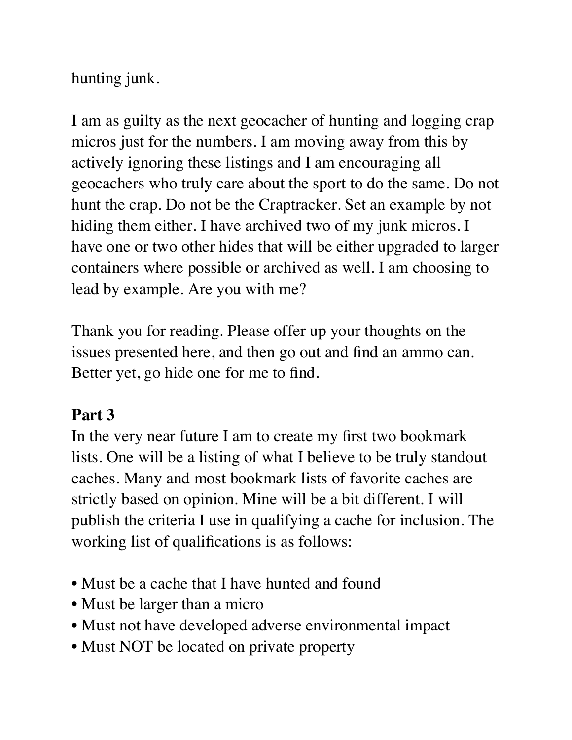hunting junk.

I am as guilty as the next geocacher of hunting and logging crap micros just for the numbers. I am moving away from this by actively ignoring these listings and I am encouraging all geocachers who truly care about the sport to do the same. Do not hunt the crap. Do not be the Craptracker. Set an example by not hiding them either. I have archived two of my junk micros. I have one or two other hides that will be either upgraded to larger containers where possible or archived as well. I am choosing to lead by example. Are you with me?

Thank you for reading. Please offer up your thoughts on the issues presented here, and then go out and find an ammo can. Better yet, go hide one for me to find.

**Part 3**

In the very near future I am to create my first two bookmark lists. One will be a listing of what I believe to be truly standout caches. Many and most bookmark lists of favorite caches are strictly based on opinion. Mine will be a bit different. I will publish the criteria I use in qualifying a cache for inclusion. The working list of qualifications is as follows:

- Must be a cache that I have hunted and found
- Must be larger than a micro
- Must not have developed adverse environmental impact
- Must NOT be located on private property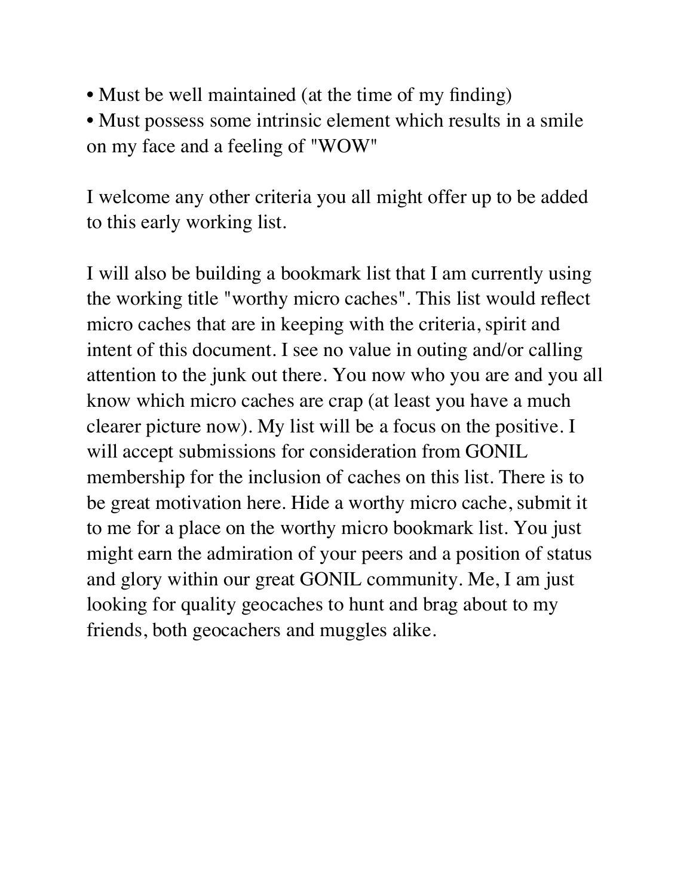- Must be well maintained (at the time of my finding)
- Must possess some intrinsic element which results in a smile on my face and a feeling of "WOW"

I welcome any other criteria you all might offer up to be added to this early working list.

I will also be building a bookmark list that I am currently using the working title "worthy micro caches". This list would reflect micro caches that are in keeping with the criteria, spirit and intent of this document. I see no value in outing and/or calling attention to the junk out there. You now who you are and you all know which micro caches are crap (at least you have a much clearer picture now). My list will be a focus on the positive. I will accept submissions for consideration from GONIL membership for the inclusion of caches on this list. There is to be great motivation here. Hide a worthy micro cache, submit it to me for a place on the worthy micro bookmark list. You just might earn the admiration of your peers and a position of status and glory within our great GONIL community. Me, I am just looking for quality geocaches to hunt and brag about to my friends, both geocachers and muggles alike.